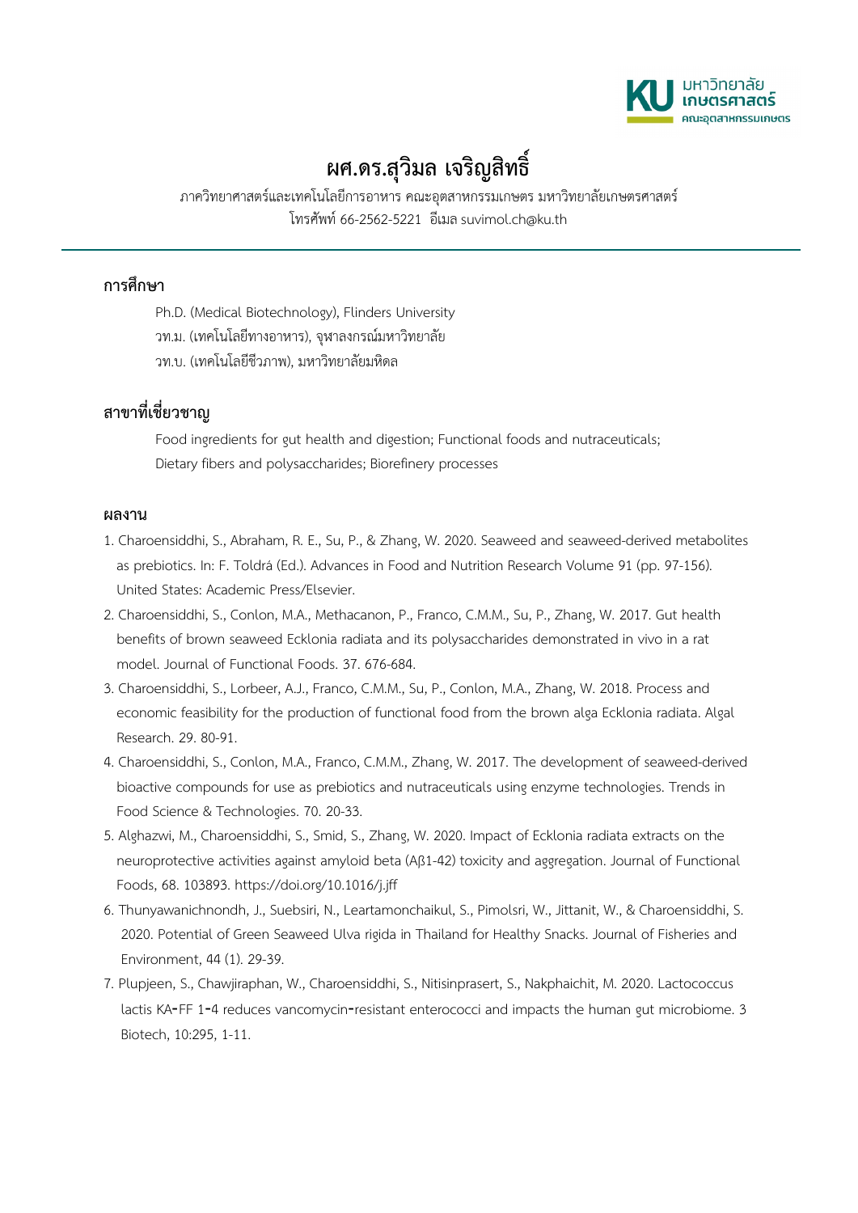# ผศ.ดร.สุวิมล เจริญสิทธิ์

ภาควิทยาศาสตร์และเทคโนโลยีการอาหาร คณะอุตสาหกรรมเกษตร มหาวิทยาลัยเกษตรศาสตร์
โทรศัพท์ 66-2562-5221 อีเมล suvimol.ch@ku.th

---

## การศึกษา

Ph.D. (Medical Biotechnology), Flinders University
วท.ม. (เทคโนโลยีทางอาหาร), จุฬาลงกรณ์มหาวิทยาลัย
วท.บ. (เทคโนโลยีชีวภาพ), มหาวิทยาลัยมหิดล

## สาขาที่เชี่ยวชาญ

Food ingredients for gut health and digestion; Functional foods and nutraceuticals; Dietary fibers and polysaccharides; Biorefinery processes

## ผลงาน

1. Charoensiddhi, S., Abraham, R. E., Su, P., & Zhang, W. 2020. Seaweed and seaweed-derived metabolites as prebiotics. In: F. Toldrá (Ed.). Advances in Food and Nutrition Research Volume 91 (pp. 97-156). United States: Academic Press/Elsevier.
2. Charoensiddhi, S., Conlon, M.A., Methacanon, P., Franco, C.M.M., Su, P., Zhang, W. 2017. Gut health benefits of brown seaweed Ecklonia radiata and its polysaccharides demonstrated in vivo in a rat model. Journal of Functional Foods. 37. 676-684.
3. Charoensiddhi, S., Lorbeer, A.J., Franco, C.M.M., Su, P., Conlon, M.A., Zhang, W. 2018. Process and economic feasibility for the production of functional food from the brown alga Ecklonia radiata. Algal Research. 29. 80-91.
4. Charoensiddhi, S., Conlon, M.A., Franco, C.M.M., Zhang, W. 2017. The development of seaweed-derived bioactive compounds for use as prebiotics and nutraceuticals using enzyme technologies. Trends in Food Science & Technologies. 70. 20-33.
5. Alghazwi, M., Charoensiddhi, S., Smid, S., Zhang, W. 2020. Impact of Ecklonia radiata extracts on the neuroprotective activities against amyloid beta (Aβ1-42) toxicity and aggregation. Journal of Functional Foods, 68. 103893. https://doi.org/10.1016/j.jff
6. Thunyawanichnondh, J., Suebsiri, N., Leartamonchaikul, S., Pimolsri, W., Jittanit, W., & Charoensiddhi, S. 2020. Potential of Green Seaweed Ulva rigida in Thailand for Healthy Snacks. Journal of Fisheries and Environment, 44 (1). 29-39.
7. Plupjeen, S., Chawjiraphan, W., Charoensiddhi, S., Nitisinprasert, S., Nakphaichit, M. 2020. Lactococcus lactis KA-FF 1-4 reduces vancomycin-resistant enterococci and impacts the human gut microbiome. 3 Biotech, 10:295, 1-11.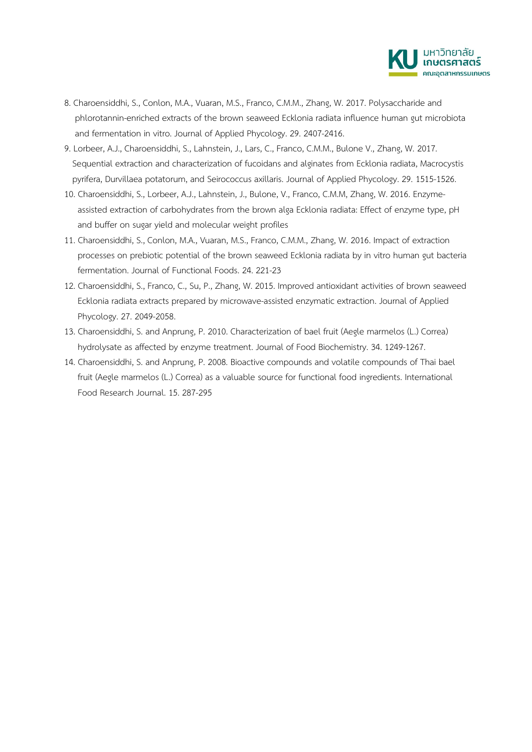8. Charoensiddhi, S., Conlon, M.A., Vuaran, M.S., Franco, C.M.M., Zhang, W. 2017. Polysaccharide and phlorotannin-enriched extracts of the brown seaweed Ecklonia radiata influence human gut microbiota and fermentation in vitro. Journal of Applied Phycology. 29. 2407-2416.
9. Lorbeer, A.J., Charoensiddhi, S., Lahnstein, J., Lars, C., Franco, C.M.M., Bulone V., Zhang, W. 2017. Sequential extraction and characterization of fucoidans and alginates from Ecklonia radiata, Macrocystis pyrifera, Durvillaea potatorum, and Seirococcus axillaris. Journal of Applied Phycology. 29. 1515-1526.
10. Charoensiddhi, S., Lorbeer, A.J., Lahnstein, J., Bulone, V., Franco, C.M.M, Zhang, W. 2016. Enzyme-assisted extraction of carbohydrates from the brown alga Ecklonia radiata: Effect of enzyme type, pH and buffer on sugar yield and molecular weight profiles
11. Charoensiddhi, S., Conlon, M.A., Vuaran, M.S., Franco, C.M.M., Zhang, W. 2016. Impact of extraction processes on prebiotic potential of the brown seaweed Ecklonia radiata by in vitro human gut bacteria fermentation. Journal of Functional Foods. 24. 221-23
12. Charoensiddhi, S., Franco, C., Su, P., Zhang, W. 2015. Improved antioxidant activities of brown seaweed Ecklonia radiata extracts prepared by microwave-assisted enzymatic extraction. Journal of Applied Phycology. 27. 2049-2058.
13. Charoensiddhi, S. and Anprung, P. 2010. Characterization of bael fruit (Aegle marmelos (L.) Correa) hydrolysate as affected by enzyme treatment. Journal of Food Biochemistry. 34. 1249-1267.
14. Charoensiddhi, S. and Anprung, P. 2008. Bioactive compounds and volatile compounds of Thai bael fruit (Aegle marmelos (L.) Correa) as a valuable source for functional food ingredients. International Food Research Journal. 15. 287-295